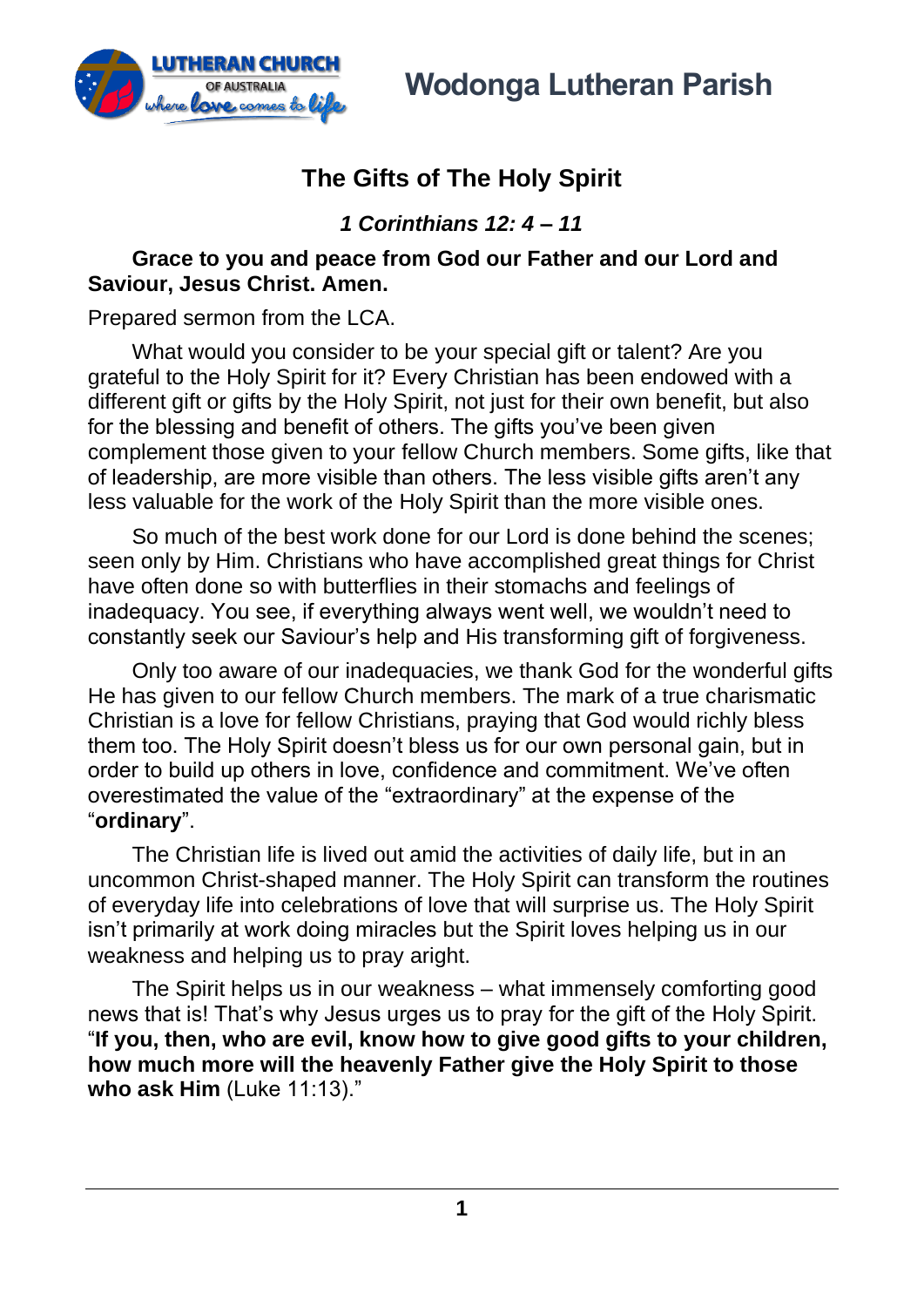Wodonga Lutheran Parish

# The Gifts of The Holy Spirit

***1 Corinthians 12: 4 – 11***

**Grace to you and peace from God our Father and our Lord and Saviour, Jesus Christ. Amen.**

Prepared sermon from the LCA.

What would you consider to be your special gift or talent? Are you grateful to the Holy Spirit for it? Every Christian has been endowed with a different gift or gifts by the Holy Spirit, not just for their own benefit, but also for the blessing and benefit of others. The gifts you've been given complement those given to your fellow Church members. Some gifts, like that of leadership, are more visible than others. The less visible gifts aren't any less valuable for the work of the Holy Spirit than the more visible ones.

So much of the best work done for our Lord is done behind the scenes; seen only by Him. Christians who have accomplished great things for Christ have often done so with butterflies in their stomachs and feelings of inadequacy. You see, if everything always went well, we wouldn't need to constantly seek our Saviour's help and His transforming gift of forgiveness.

Only too aware of our inadequacies, we thank God for the wonderful gifts He has given to our fellow Church members. The mark of a true charismatic Christian is a love for fellow Christians, praying that God would richly bless them too. The Holy Spirit doesn't bless us for our own personal gain, but in order to build up others in love, confidence and commitment. We've often overestimated the value of the "extraordinary" at the expense of the "**ordinary**".

The Christian life is lived out amid the activities of daily life, but in an uncommon Christ-shaped manner. The Holy Spirit can transform the routines of everyday life into celebrations of love that will surprise us. The Holy Spirit isn't primarily at work doing miracles but the Spirit loves helping us in our weakness and helping us to pray aright.

The Spirit helps us in our weakness – what immensely comforting good news that is! That's why Jesus urges us to pray for the gift of the Holy Spirit. "**If you, then, who are evil, know how to give good gifts to your children, how much more will the heavenly Father give the Holy Spirit to those who ask Him** (Luke 11:13)."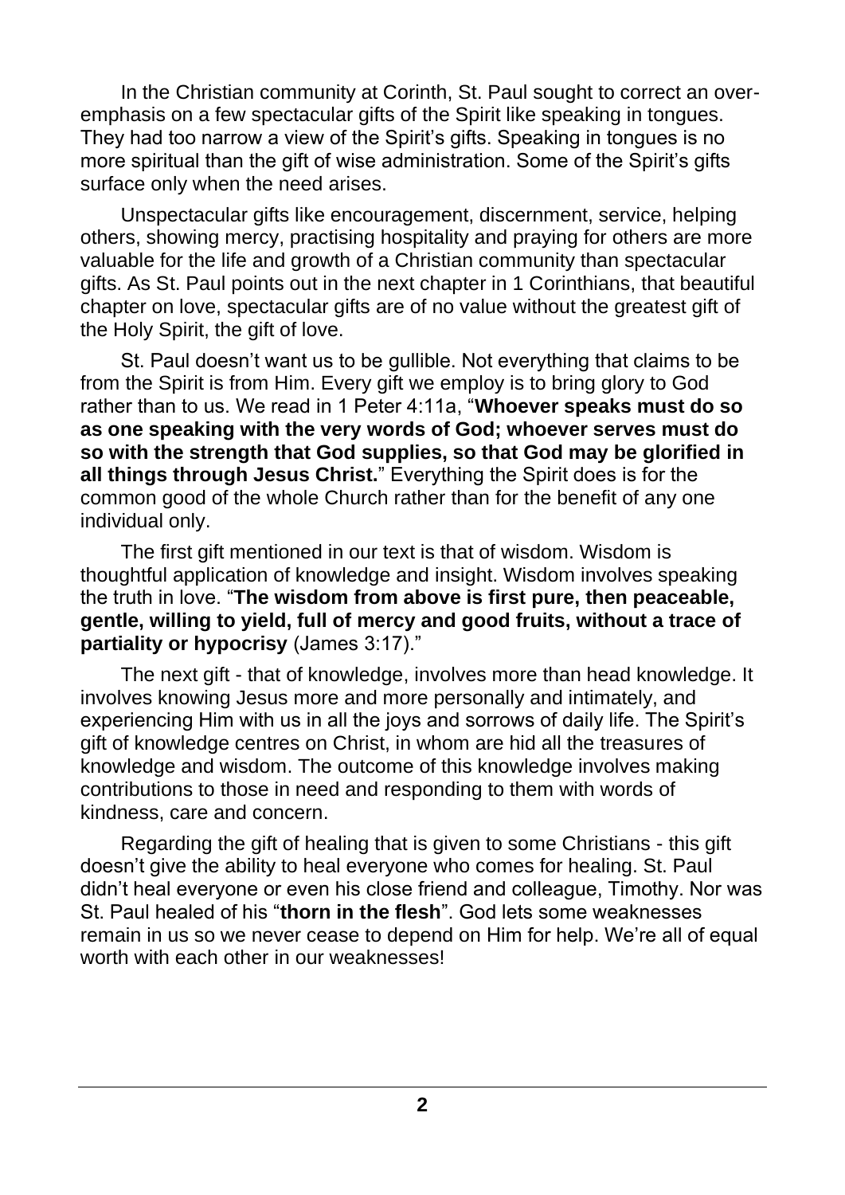In the Christian community at Corinth, St. Paul sought to correct an over-emphasis on a few spectacular gifts of the Spirit like speaking in tongues. They had too narrow a view of the Spirit's gifts. Speaking in tongues is no more spiritual than the gift of wise administration. Some of the Spirit's gifts surface only when the need arises.

Unspectacular gifts like encouragement, discernment, service, helping others, showing mercy, practising hospitality and praying for others are more valuable for the life and growth of a Christian community than spectacular gifts. As St. Paul points out in the next chapter in 1 Corinthians, that beautiful chapter on love, spectacular gifts are of no value without the greatest gift of the Holy Spirit, the gift of love.

St. Paul doesn't want us to be gullible. Not everything that claims to be from the Spirit is from Him. Every gift we employ is to bring glory to God rather than to us. We read in 1 Peter 4:11a, "**Whoever speaks must do so as one speaking with the very words of God; whoever serves must do so with the strength that God supplies, so that God may be glorified in all things through Jesus Christ.**" Everything the Spirit does is for the common good of the whole Church rather than for the benefit of any one individual only.

The first gift mentioned in our text is that of wisdom. Wisdom is thoughtful application of knowledge and insight. Wisdom involves speaking the truth in love. "**The wisdom from above is first pure, then peaceable, gentle, willing to yield, full of mercy and good fruits, without a trace of partiality or hypocrisy** (James 3:17)."

The next gift - that of knowledge, involves more than head knowledge. It involves knowing Jesus more and more personally and intimately, and experiencing Him with us in all the joys and sorrows of daily life. The Spirit's gift of knowledge centres on Christ, in whom are hid all the treasures of knowledge and wisdom. The outcome of this knowledge involves making contributions to those in need and responding to them with words of kindness, care and concern.

Regarding the gift of healing that is given to some Christians - this gift doesn't give the ability to heal everyone who comes for healing. St. Paul didn't heal everyone or even his close friend and colleague, Timothy. Nor was St. Paul healed of his "**thorn in the flesh**". God lets some weaknesses remain in us so we never cease to depend on Him for help. We're all of equal worth with each other in our weaknesses!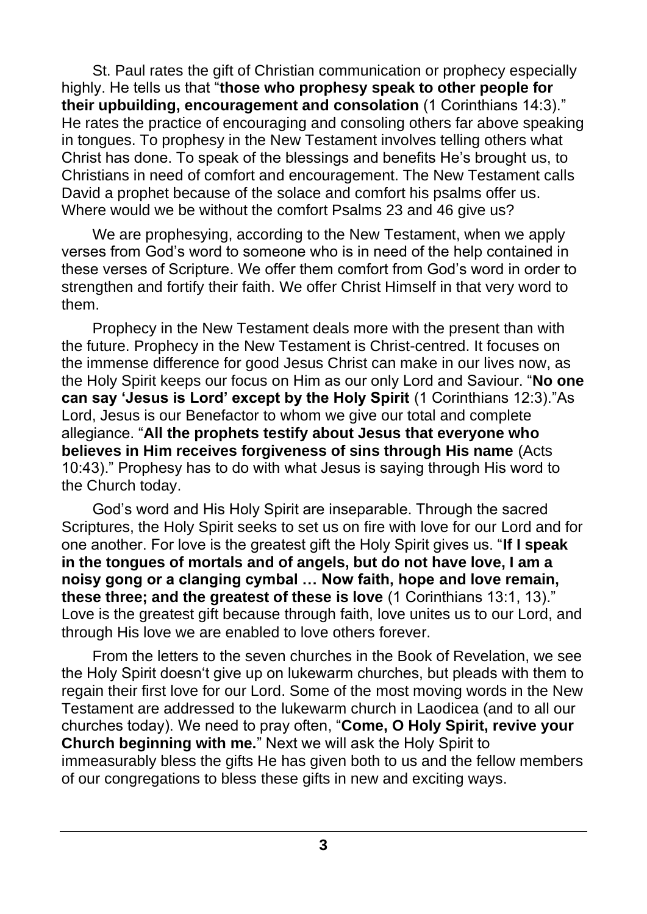St. Paul rates the gift of Christian communication or prophecy especially highly. He tells us that "**those who prophesy speak to other people for their upbuilding, encouragement and consolation** (1 Corinthians 14:3)." He rates the practice of encouraging and consoling others far above speaking in tongues. To prophesy in the New Testament involves telling others what Christ has done. To speak of the blessings and benefits He's brought us, to Christians in need of comfort and encouragement. The New Testament calls David a prophet because of the solace and comfort his psalms offer us. Where would we be without the comfort Psalms 23 and 46 give us?

We are prophesying, according to the New Testament, when we apply verses from God's word to someone who is in need of the help contained in these verses of Scripture. We offer them comfort from God's word in order to strengthen and fortify their faith. We offer Christ Himself in that very word to them.

Prophecy in the New Testament deals more with the present than with the future. Prophecy in the New Testament is Christ-centred. It focuses on the immense difference for good Jesus Christ can make in our lives now, as the Holy Spirit keeps our focus on Him as our only Lord and Saviour. "**No one can say 'Jesus is Lord' except by the Holy Spirit** (1 Corinthians 12:3)."As Lord, Jesus is our Benefactor to whom we give our total and complete allegiance. "**All the prophets testify about Jesus that everyone who believes in Him receives forgiveness of sins through His name** (Acts 10:43)." Prophesy has to do with what Jesus is saying through His word to the Church today.

God's word and His Holy Spirit are inseparable. Through the sacred Scriptures, the Holy Spirit seeks to set us on fire with love for our Lord and for one another. For love is the greatest gift the Holy Spirit gives us. "**If I speak in the tongues of mortals and of angels, but do not have love, I am a noisy gong or a clanging cymbal … Now faith, hope and love remain, these three; and the greatest of these is love** (1 Corinthians 13:1, 13)." Love is the greatest gift because through faith, love unites us to our Lord, and through His love we are enabled to love others forever.

From the letters to the seven churches in the Book of Revelation, we see the Holy Spirit doesn't give up on lukewarm churches, but pleads with them to regain their first love for our Lord. Some of the most moving words in the New Testament are addressed to the lukewarm church in Laodicea (and to all our churches today). We need to pray often, "**Come, O Holy Spirit, revive your Church beginning with me.**" Next we will ask the Holy Spirit to immeasurably bless the gifts He has given both to us and the fellow members of our congregations to bless these gifts in new and exciting ways.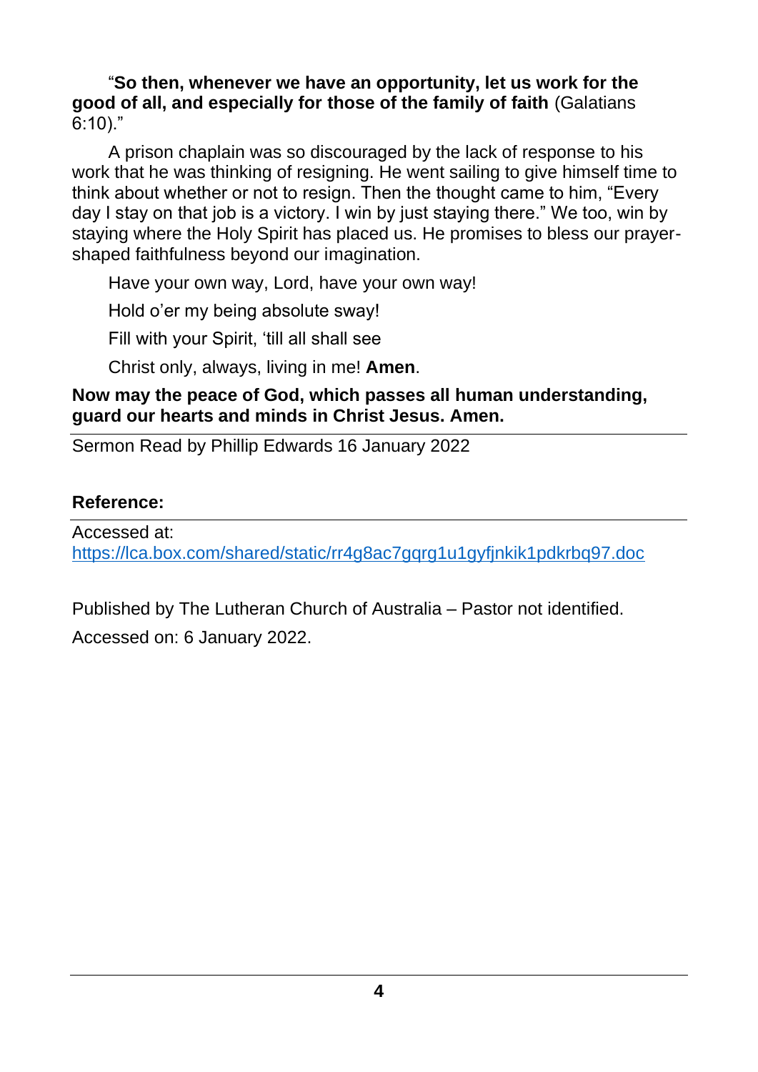“**So then, whenever we have an opportunity, let us work for the good of all, and especially for those of the family of faith** (Galatians 6:10).”

A prison chaplain was so discouraged by the lack of response to his work that he was thinking of resigning. He went sailing to give himself time to think about whether or not to resign. Then the thought came to him, “Every day I stay on that job is a victory. I win by just staying there.” We too, win by staying where the Holy Spirit has placed us. He promises to bless our prayer-shaped faithfulness beyond our imagination.

Have your own way, Lord, have your own way!

Hold o’er my being absolute sway!

Fill with your Spirit, ‘till all shall see

Christ only, always, living in me! **Amen**.

**Now may the peace of God, which passes all human understanding, guard our hearts and minds in Christ Jesus. Amen.**

---

Sermon Read by Phillip Edwards 16 January 2022

**Reference:**

---

Accessed at:
https://lca.box.com/shared/static/rr4g8ac7gqrg1u1gyfjnkik1pdkrbq97.doc

Published by The Lutheran Church of Australia – Pastor not identified.

Accessed on: 6 January 2022.